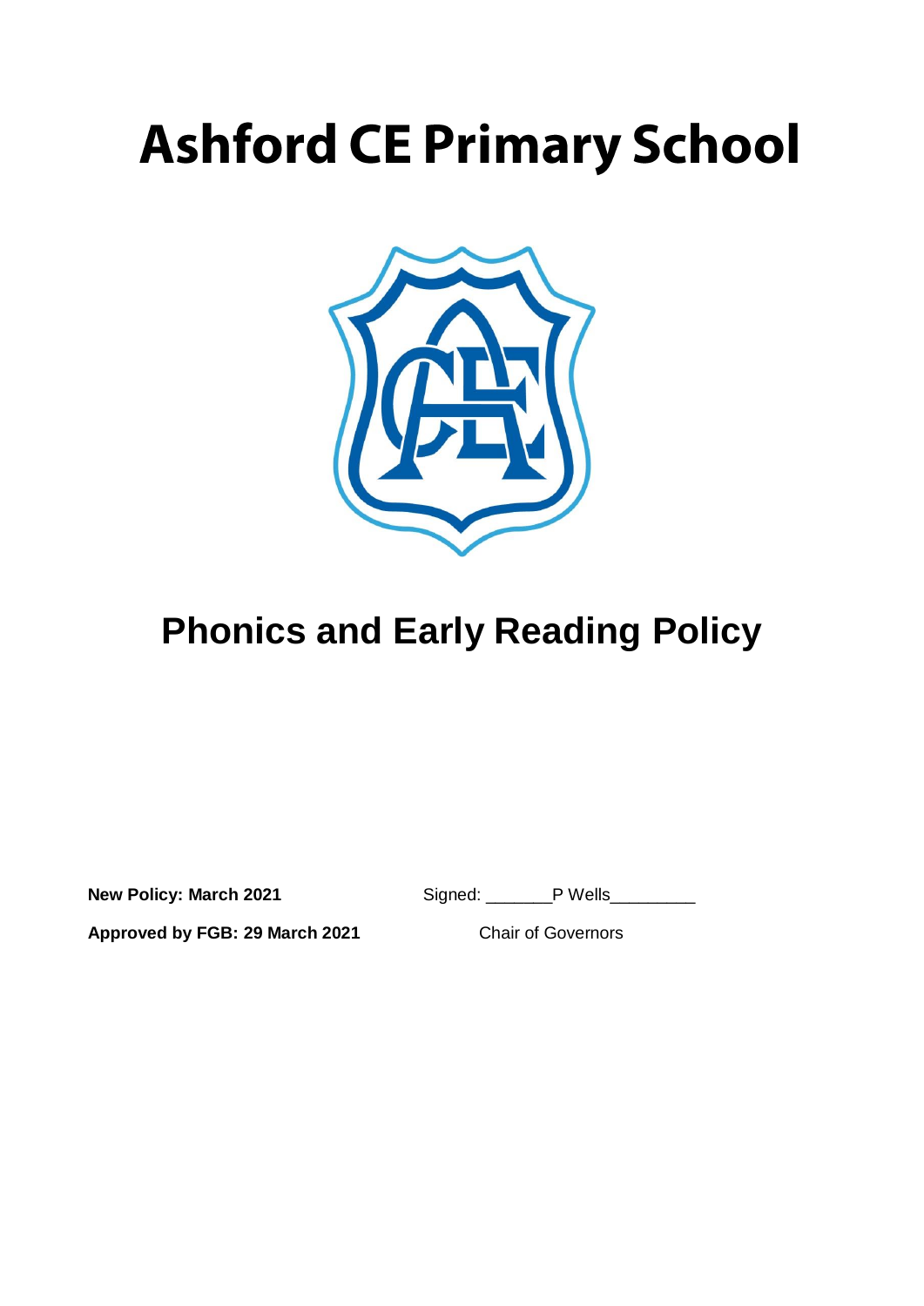# Ashford CE Primary School

# Phonics and Early Reading Policy

**New Policy: March 2021** Signed: _______P Wells_________

**Approved by FGB: 29 March 2021** Chair of Governors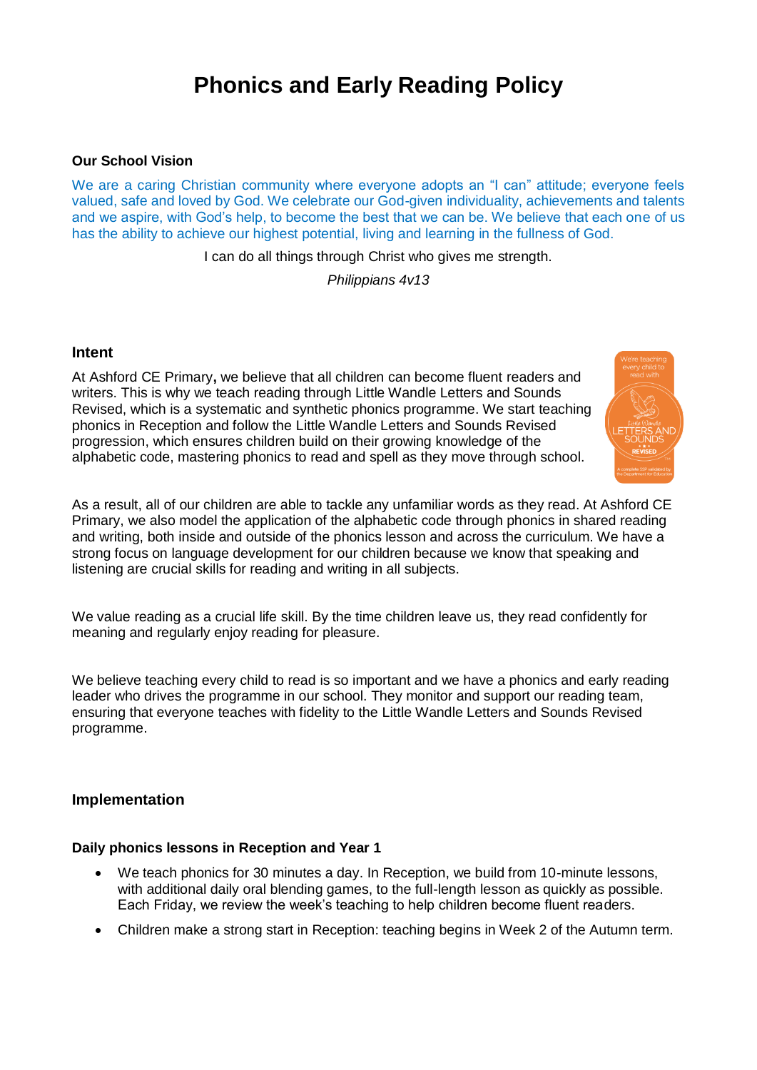# Phonics and Early Reading Policy

**Our School Vision**

We are a caring Christian community where everyone adopts an "I can" attitude; everyone feels valued, safe and loved by God. We celebrate our God-given individuality, achievements and talents and we aspire, with God's help, to become the best that we can be. We believe that each one of us has the ability to achieve our highest potential, living and learning in the fullness of God.

I can do all things through Christ who gives me strength.

*Philippians 4v13*

## Intent

At Ashford CE Primary**,** we believe that all children can become fluent readers and writers. This is why we teach reading through Little Wandle Letters and Sounds Revised, which is a systematic and synthetic phonics programme. We start teaching phonics in Reception and follow the Little Wandle Letters and Sounds Revised progression, which ensures children build on their growing knowledge of the alphabetic code, mastering phonics to read and spell as they move through school.

As a result, all of our children are able to tackle any unfamiliar words as they read. At Ashford CE Primary, we also model the application of the alphabetic code through phonics in shared reading and writing, both inside and outside of the phonics lesson and across the curriculum. We have a strong focus on language development for our children because we know that speaking and listening are crucial skills for reading and writing in all subjects.

We value reading as a crucial life skill. By the time children leave us, they read confidently for meaning and regularly enjoy reading for pleasure.

We believe teaching every child to read is so important and we have a phonics and early reading leader who drives the programme in our school. They monitor and support our reading team, ensuring that everyone teaches with fidelity to the Little Wandle Letters and Sounds Revised programme.

## Implementation

**Daily phonics lessons in Reception and Year 1**

- We teach phonics for 30 minutes a day. In Reception, we build from 10-minute lessons, with additional daily oral blending games, to the full-length lesson as quickly as possible. Each Friday, we review the week's teaching to help children become fluent readers.
- Children make a strong start in Reception: teaching begins in Week 2 of the Autumn term.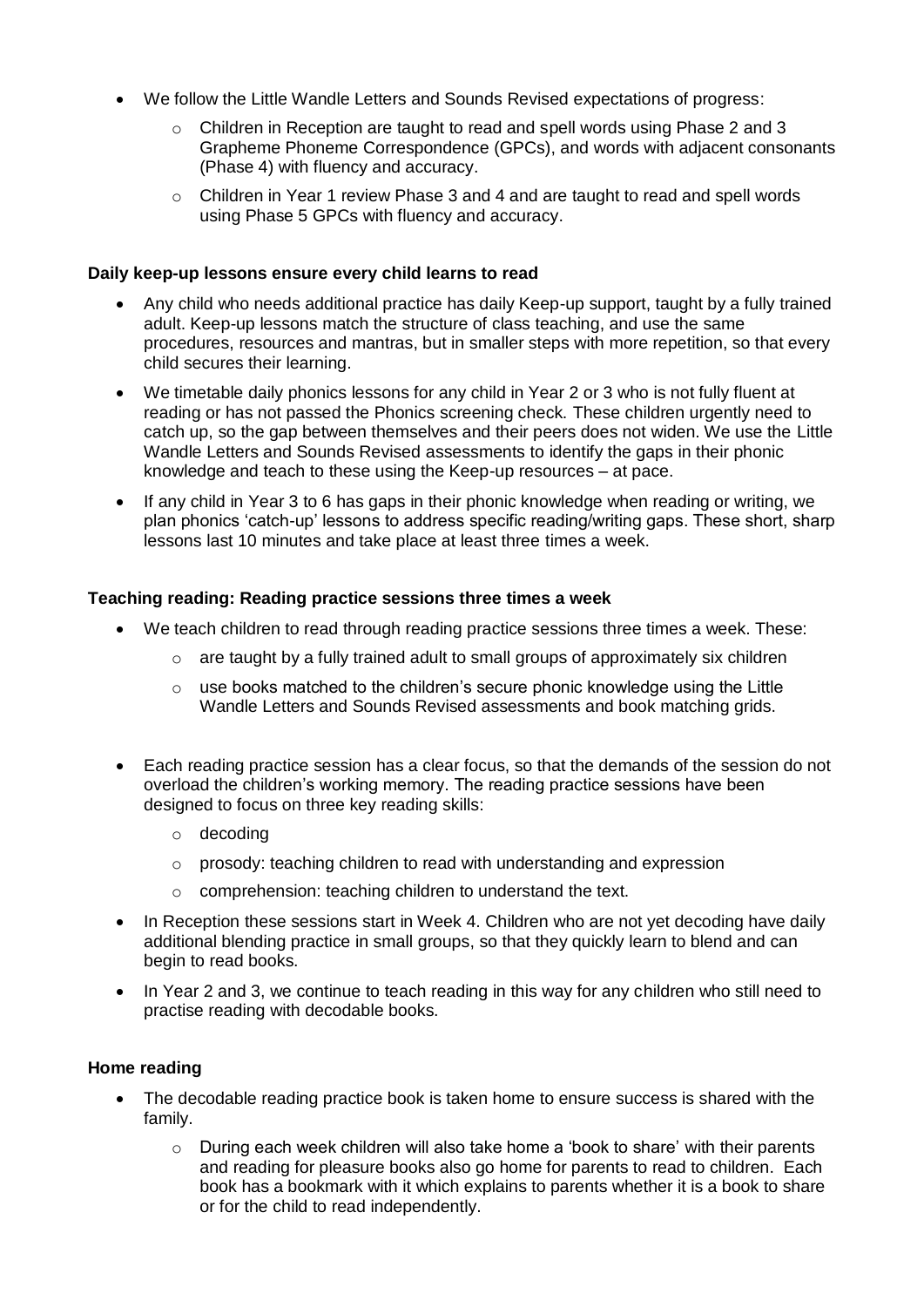- We follow the Little Wandle Letters and Sounds Revised expectations of progress:
  - Children in Reception are taught to read and spell words using Phase 2 and 3 Grapheme Phoneme Correspondence (GPCs), and words with adjacent consonants (Phase 4) with fluency and accuracy.
  - Children in Year 1 review Phase 3 and 4 and are taught to read and spell words using Phase 5 GPCs with fluency and accuracy.

**Daily keep-up lessons ensure every child learns to read**

- Any child who needs additional practice has daily Keep-up support, taught by a fully trained adult. Keep-up lessons match the structure of class teaching, and use the same procedures, resources and mantras, but in smaller steps with more repetition, so that every child secures their learning.
- We timetable daily phonics lessons for any child in Year 2 or 3 who is not fully fluent at reading or has not passed the Phonics screening check. These children urgently need to catch up, so the gap between themselves and their peers does not widen. We use the Little Wandle Letters and Sounds Revised assessments to identify the gaps in their phonic knowledge and teach to these using the Keep-up resources – at pace.
- If any child in Year 3 to 6 has gaps in their phonic knowledge when reading or writing, we plan phonics 'catch-up' lessons to address specific reading/writing gaps. These short, sharp lessons last 10 minutes and take place at least three times a week.

**Teaching reading: Reading practice sessions three times a week**

- We teach children to read through reading practice sessions three times a week. These:
  - are taught by a fully trained adult to small groups of approximately six children
  - use books matched to the children's secure phonic knowledge using the Little Wandle Letters and Sounds Revised assessments and book matching grids.
- Each reading practice session has a clear focus, so that the demands of the session do not overload the children's working memory. The reading practice sessions have been designed to focus on three key reading skills:
  - decoding
  - prosody: teaching children to read with understanding and expression
  - comprehension: teaching children to understand the text.
- In Reception these sessions start in Week 4. Children who are not yet decoding have daily additional blending practice in small groups, so that they quickly learn to blend and can begin to read books.
- In Year 2 and 3, we continue to teach reading in this way for any children who still need to practise reading with decodable books.

**Home reading**

- The decodable reading practice book is taken home to ensure success is shared with the family.
  - During each week children will also take home a 'book to share' with their parents and reading for pleasure books also go home for parents to read to children. Each book has a bookmark with it which explains to parents whether it is a book to share or for the child to read independently.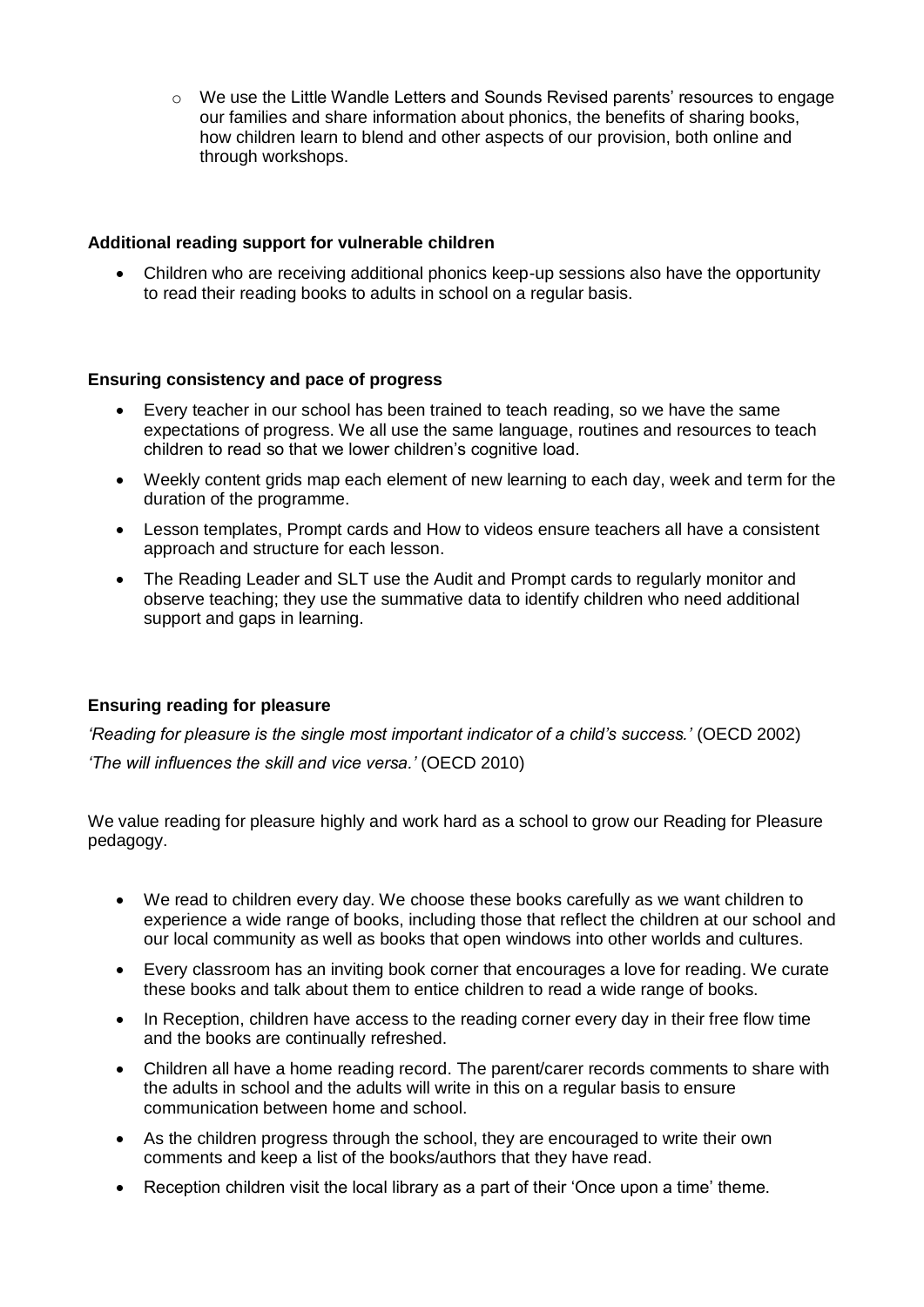- We use the Little Wandle Letters and Sounds Revised parents' resources to engage our families and share information about phonics, the benefits of sharing books, how children learn to blend and other aspects of our provision, both online and through workshops.

**Additional reading support for vulnerable children**

- Children who are receiving additional phonics keep-up sessions also have the opportunity to read their reading books to adults in school on a regular basis.

**Ensuring consistency and pace of progress**

- Every teacher in our school has been trained to teach reading, so we have the same expectations of progress. We all use the same language, routines and resources to teach children to read so that we lower children's cognitive load.
- Weekly content grids map each element of new learning to each day, week and term for the duration of the programme.
- Lesson templates, Prompt cards and How to videos ensure teachers all have a consistent approach and structure for each lesson.
- The Reading Leader and SLT use the Audit and Prompt cards to regularly monitor and observe teaching; they use the summative data to identify children who need additional support and gaps in learning.

**Ensuring reading for pleasure**

*'Reading for pleasure is the single most important indicator of a child's success.'* (OECD 2002)

*'The will influences the skill and vice versa.'* (OECD 2010)

We value reading for pleasure highly and work hard as a school to grow our Reading for Pleasure pedagogy.

- We read to children every day. We choose these books carefully as we want children to experience a wide range of books, including those that reflect the children at our school and our local community as well as books that open windows into other worlds and cultures.
- Every classroom has an inviting book corner that encourages a love for reading. We curate these books and talk about them to entice children to read a wide range of books.
- In Reception, children have access to the reading corner every day in their free flow time and the books are continually refreshed.
- Children all have a home reading record. The parent/carer records comments to share with the adults in school and the adults will write in this on a regular basis to ensure communication between home and school.
- As the children progress through the school, they are encouraged to write their own comments and keep a list of the books/authors that they have read.
- Reception children visit the local library as a part of their 'Once upon a time' theme.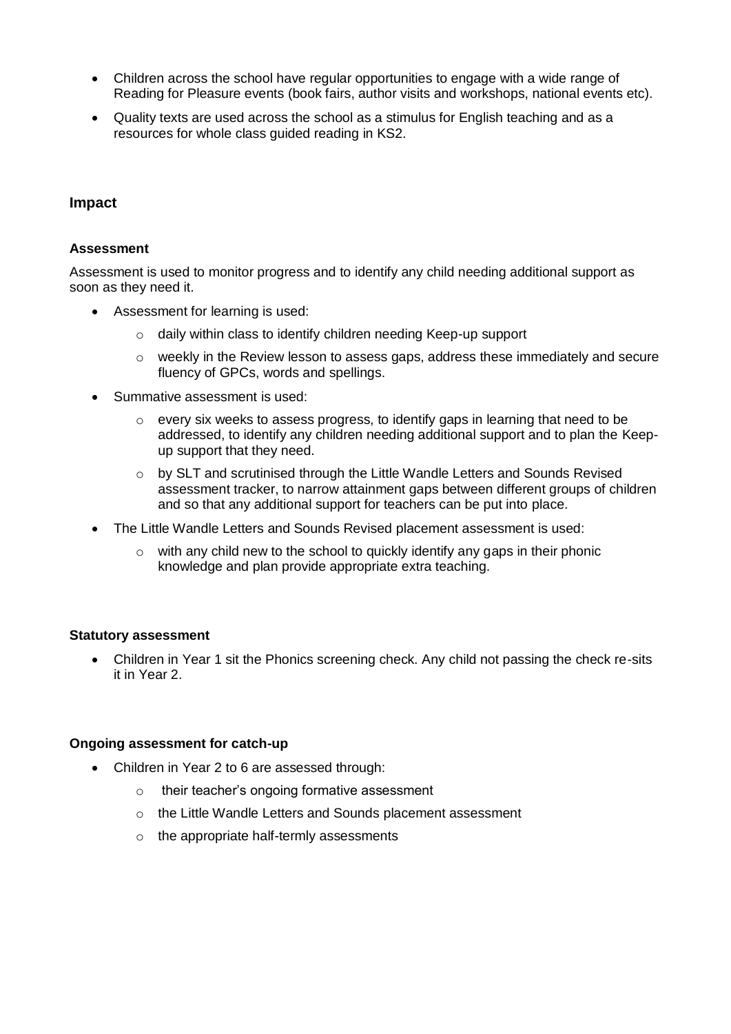- Children across the school have regular opportunities to engage with a wide range of Reading for Pleasure events (book fairs, author visits and workshops, national events etc).
- Quality texts are used across the school as a stimulus for English teaching and as a resources for whole class guided reading in KS2.

## Impact

### Assessment

Assessment is used to monitor progress and to identify any child needing additional support as soon as they need it.

- Assessment for learning is used:
    - daily within class to identify children needing Keep-up support
    - weekly in the Review lesson to assess gaps, address these immediately and secure fluency of GPCs, words and spellings.
- Summative assessment is used:
    - every six weeks to assess progress, to identify gaps in learning that need to be addressed, to identify any children needing additional support and to plan the Keep-up support that they need.
    - by SLT and scrutinised through the Little Wandle Letters and Sounds Revised assessment tracker, to narrow attainment gaps between different groups of children and so that any additional support for teachers can be put into place.
- The Little Wandle Letters and Sounds Revised placement assessment is used:
    - with any child new to the school to quickly identify any gaps in their phonic knowledge and plan provide appropriate extra teaching.

### Statutory assessment

- Children in Year 1 sit the Phonics screening check. Any child not passing the check re-sits it in Year 2.

### Ongoing assessment for catch-up

- Children in Year 2 to 6 are assessed through:
    - their teacher's ongoing formative assessment
    - the Little Wandle Letters and Sounds placement assessment
    - the appropriate half-termly assessments